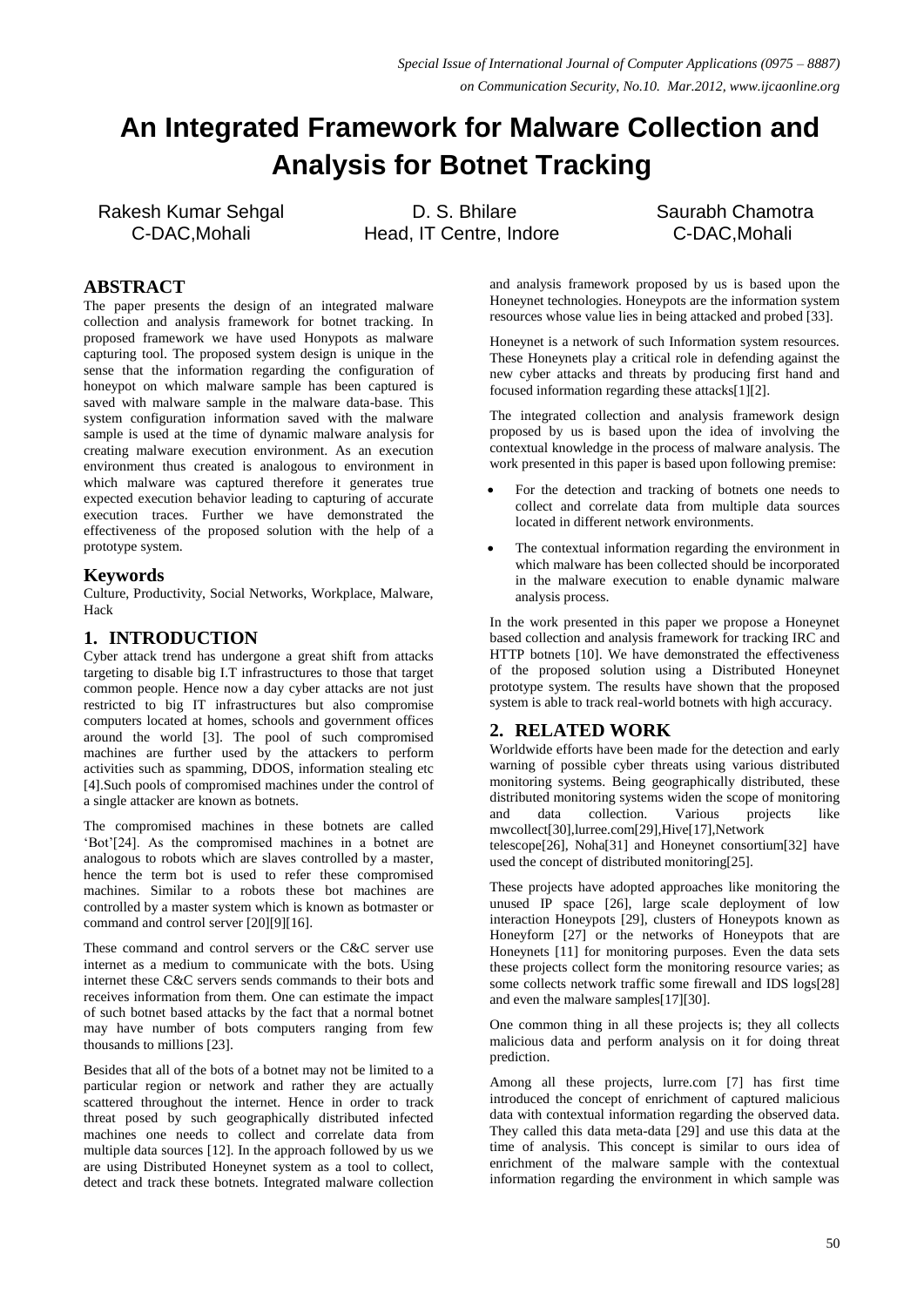# An Integrated Framework for Malware Collection and Analysis for Botnet Tracking

Rakesh Kumar Sehgal
C-DAC,Mohali

D. S. Bhilare
Head, IT Centre, Indore

Saurabh Chamotra
C-DAC,Mohali

## ABSTRACT

The paper presents the design of an integrated malware collection and analysis framework for botnet tracking. In proposed framework we have used Honypots as malware capturing tool. The proposed system design is unique in the sense that the information regarding the configuration of honeypot on which malware sample has been captured is saved with malware sample in the malware data-base. This system configuration information saved with the malware sample is used at the time of dynamic malware analysis for creating malware execution environment. As an execution environment thus created is analogous to environment in which malware was captured therefore it generates true expected execution behavior leading to capturing of accurate execution traces. Further we have demonstrated the effectiveness of the proposed solution with the help of a prototype system.

## Keywords

Culture, Productivity, Social Networks, Workplace, Malware, Hack

## 1. INTRODUCTION

Cyber attack trend has undergone a great shift from attacks targeting to disable big I.T infrastructures to those that target common people. Hence now a day cyber attacks are not just restricted to big IT infrastructures but also compromise computers located at homes, schools and government offices around the world [3]. The pool of such compromised machines are further used by the attackers to perform activities such as spamming, DDOS, information stealing etc [4].Such pools of compromised machines under the control of a single attacker are known as botnets.

The compromised machines in these botnets are called 'Bot'[24]. As the compromised machines in a botnet are analogous to robots which are slaves controlled by a master, hence the term bot is used to refer these compromised machines. Similar to a robots these bot machines are controlled by a master system which is known as botmaster or command and control server [20][9][16].

These command and control servers or the C&C server use internet as a medium to communicate with the bots. Using internet these C&C servers sends commands to their bots and receives information from them. One can estimate the impact of such botnet based attacks by the fact that a normal botnet may have number of bots computers ranging from few thousands to millions [23].

Besides that all of the bots of a botnet may not be limited to a particular region or network and rather they are actually scattered throughout the internet. Hence in order to track threat posed by such geographically distributed infected machines one needs to collect and correlate data from multiple data sources [12]. In the approach followed by us we are using Distributed Honeynet system as a tool to collect, detect and track these botnets. Integrated malware collection and analysis framework proposed by us is based upon the Honeynet technologies. Honeypots are the information system resources whose value lies in being attacked and probed [33].

Honeynet is a network of such Information system resources. These Honeynets play a critical role in defending against the new cyber attacks and threats by producing first hand and focused information regarding these attacks[1][2].

The integrated collection and analysis framework design proposed by us is based upon the idea of involving the contextual knowledge in the process of malware analysis. The work presented in this paper is based upon following premise:

- For the detection and tracking of botnets one needs to collect and correlate data from multiple data sources located in different network environments.
- The contextual information regarding the environment in which malware has been collected should be incorporated in the malware execution to enable dynamic malware analysis process.

In the work presented in this paper we propose a Honeynet based collection and analysis framework for tracking IRC and HTTP botnets [10]. We have demonstrated the effectiveness of the proposed solution using a Distributed Honeynet prototype system. The results have shown that the proposed system is able to track real-world botnets with high accuracy.

## 2. RELATED WORK

Worldwide efforts have been made for the detection and early warning of possible cyber threats using various distributed monitoring systems. Being geographically distributed, these distributed monitoring systems widen the scope of monitoring and data collection. Various projects like mwcollect[30],lurree.com[29],Hive[17],Network telescope[26], Noha[31] and Honeynet consortium[32] have used the concept of distributed monitoring[25].

These projects have adopted approaches like monitoring the unused IP space [26], large scale deployment of low interaction Honeypots [29], clusters of Honeypots known as Honeyform [27] or the networks of Honeypots that are Honeynets [11] for monitoring purposes. Even the data sets these projects collect form the monitoring resource varies; as some collects network traffic some firewall and IDS logs[28] and even the malware samples[17][30].

One common thing in all these projects is; they all collects malicious data and perform analysis on it for doing threat prediction.

Among all these projects, lurre.com [7] has first time introduced the concept of enrichment of captured malicious data with contextual information regarding the observed data. They called this data meta-data [29] and use this data at the time of analysis. This concept is similar to ours idea of enrichment of the malware sample with the contextual information regarding the environment in which sample was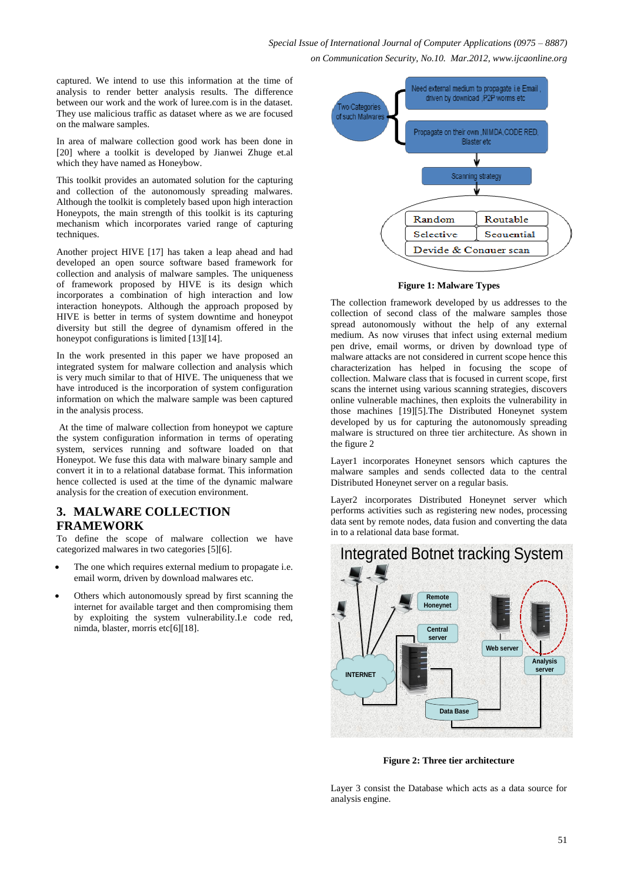captured. We intend to use this information at the time of analysis to render better analysis results. The difference between our work and the work of luree.com is in the dataset. They use malicious traffic as dataset where as we are focused on the malware samples.

In area of malware collection good work has been done in [20] where a toolkit is developed by Jianwei Zhuge et.al which they have named as Honeybow.

This toolkit provides an automated solution for the capturing and collection of the autonomously spreading malwares. Although the toolkit is completely based upon high interaction Honeypots, the main strength of this toolkit is its capturing mechanism which incorporates varied range of capturing techniques.

Another project HIVE [17] has taken a leap ahead and had developed an open source software based framework for collection and analysis of malware samples. The uniqueness of framework proposed by HIVE is its design which incorporates a combination of high interaction and low interaction honeypots. Although the approach proposed by HIVE is better in terms of system downtime and honeypot diversity but still the degree of dynamism offered in the honeypot configurations is limited [13][14].

In the work presented in this paper we have proposed an integrated system for malware collection and analysis which is very much similar to that of HIVE. The uniqueness that we have introduced is the incorporation of system configuration information on which the malware sample was been captured in the analysis process.

At the time of malware collection from honeypot we capture the system configuration information in terms of operating system, services running and software loaded on that Honeypot. We fuse this data with malware binary sample and convert it in to a relational database format. This information hence collected is used at the time of the dynamic malware analysis for the creation of execution environment.

## 3. MALWARE COLLECTION FRAMEWORK

To define the scope of malware collection we have categorized malwares in two categories [5][6].

- The one which requires external medium to propagate i.e. email worm, driven by download malwares etc.
- Others which autonomously spread by first scanning the internet for available target and then compromising them by exploiting the system vulnerability.I.e code red, nimda, blaster, morris etc[6][18].

**Figure 1: Malware Types**

The collection framework developed by us addresses to the collection of second class of the malware samples those spread autonomously without the help of any external medium. As now viruses that infect using external medium pen drive, email worms, or driven by download type of malware attacks are not considered in current scope hence this characterization has helped in focusing scope of collection. Malware class that is focused in current scope, first scans the internet using various scanning strategies, discovers online vulnerable machines, then exploits the vulnerability in those machines [19][5].The Distributed Honeynet system developed by us for capturing the autonomously spreading malware is structured on three tier architecture. As shown in the figure 2

Layer1 incorporates Honeynet sensors which captures the malware samples and sends collected data to the central Distributed Honeynet server on a regular basis.

Layer2 incorporates Distributed Honeynet server which performs activities such as registering new nodes, processing data sent by remote nodes, data fusion and converting the data in to a relational data base format.

**Figure 2: Three tier architecture**

Layer 3 consist the Database which acts as a data source for analysis engine.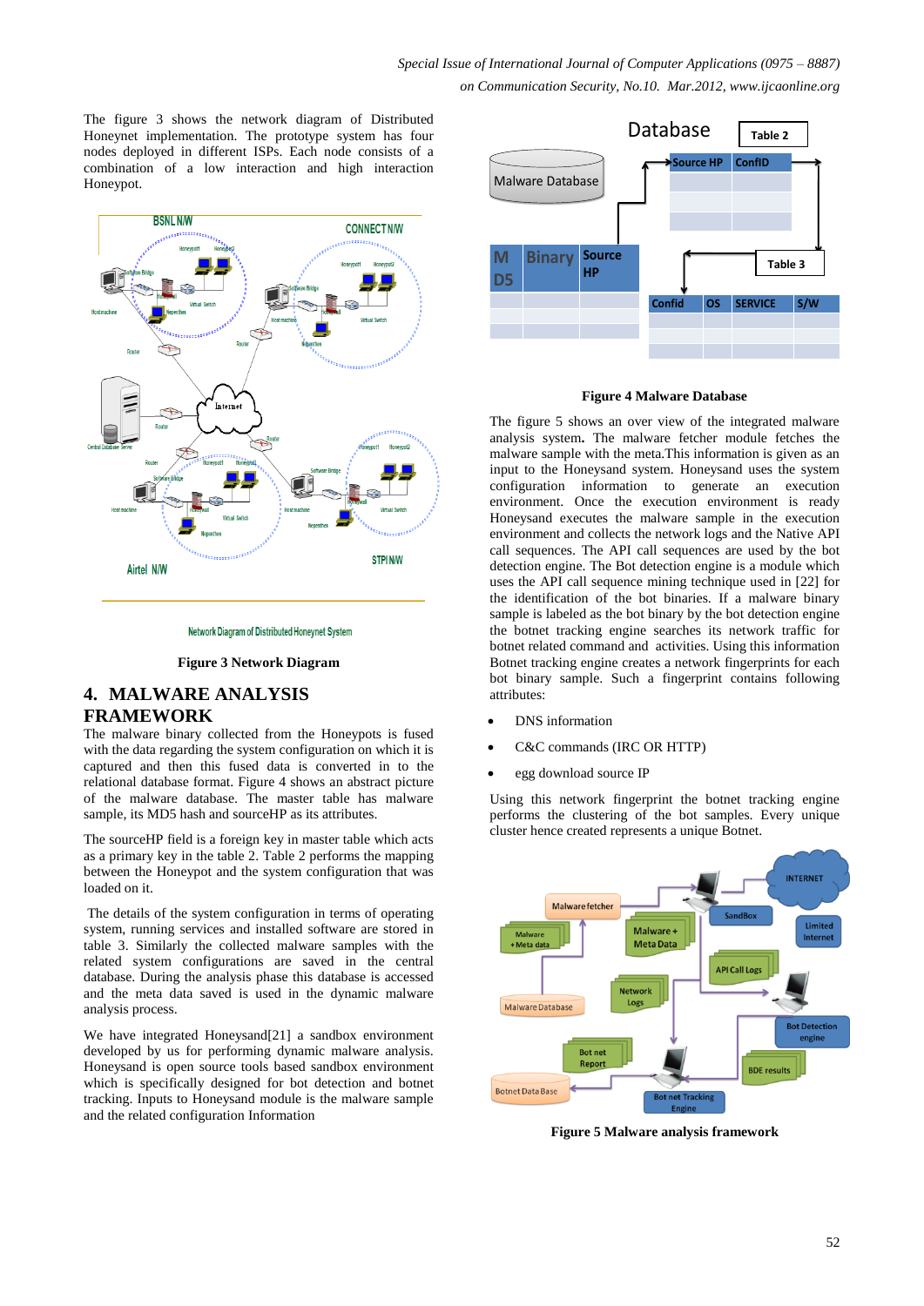The figure 3 shows the network diagram of Distributed Honeynet implementation. The prototype system has four nodes deployed in different ISPs. Each node consists of a combination of a low interaction and high interaction Honeypot.

Network Diagram of Distributed Honeynet System

**Figure 3 Network Diagram**

## 4. MALWARE ANALYSIS FRAMEWORK

The malware binary collected from the Honeypots is fused with the data regarding the system configuration on which it is captured and then this fused data is converted in to the relational database format. Figure 4 shows an abstract picture of the malware database. The master table has malware sample, its MD5 hash and sourceHP as its attributes.

The sourceHP field is a foreign key in master table which acts as a primary key in the table 2. Table 2 performs the mapping between the Honeypot and the system configuration that was loaded on it.

The details of the system configuration in terms of operating system, running services and installed software are stored in table 3. Similarly the collected malware samples with the related system configurations are saved in the central database. During the analysis phase this database is accessed and the meta data saved is used in the dynamic malware analysis process.

We have integrated Honeysand[21] a sandbox environment developed by us for performing dynamic malware analysis. Honeysand is open source tools based sandbox environment which is specifically designed for bot detection and botnet tracking. Inputs to Honeysand module is the malware sample and the related configuration Information

**Figure 4 Malware Database**

The figure 5 shows an over view of the integrated malware analysis system**.** The malware fetcher module fetches the malware sample with the meta.This information is given as an input to the Honeysand system. Honeysand uses the system configuration information to generate an execution environment. Once the execution environment is ready Honeysand executes the malware sample in the execution environment and collects the network logs and the Native API call sequences. The API call sequences are used by the bot detection engine. The Bot detection engine is a module which uses the API call sequence mining technique used in [22] for the identification of the bot binaries. If a malware binary sample is labeled as the bot binary by the bot detection engine the botnet tracking engine searches its network traffic for botnet related command and activities. Using this information Botnet tracking engine creates a network fingerprints for each bot binary sample. Such a fingerprint contains following attributes:

- DNS information
- C&C commands (IRC OR HTTP)
- egg download source IP

Using this network fingerprint the botnet tracking engine performs the clustering of the bot samples. Every unique cluster hence created represents a unique Botnet.

**Figure 5 Malware analysis framework**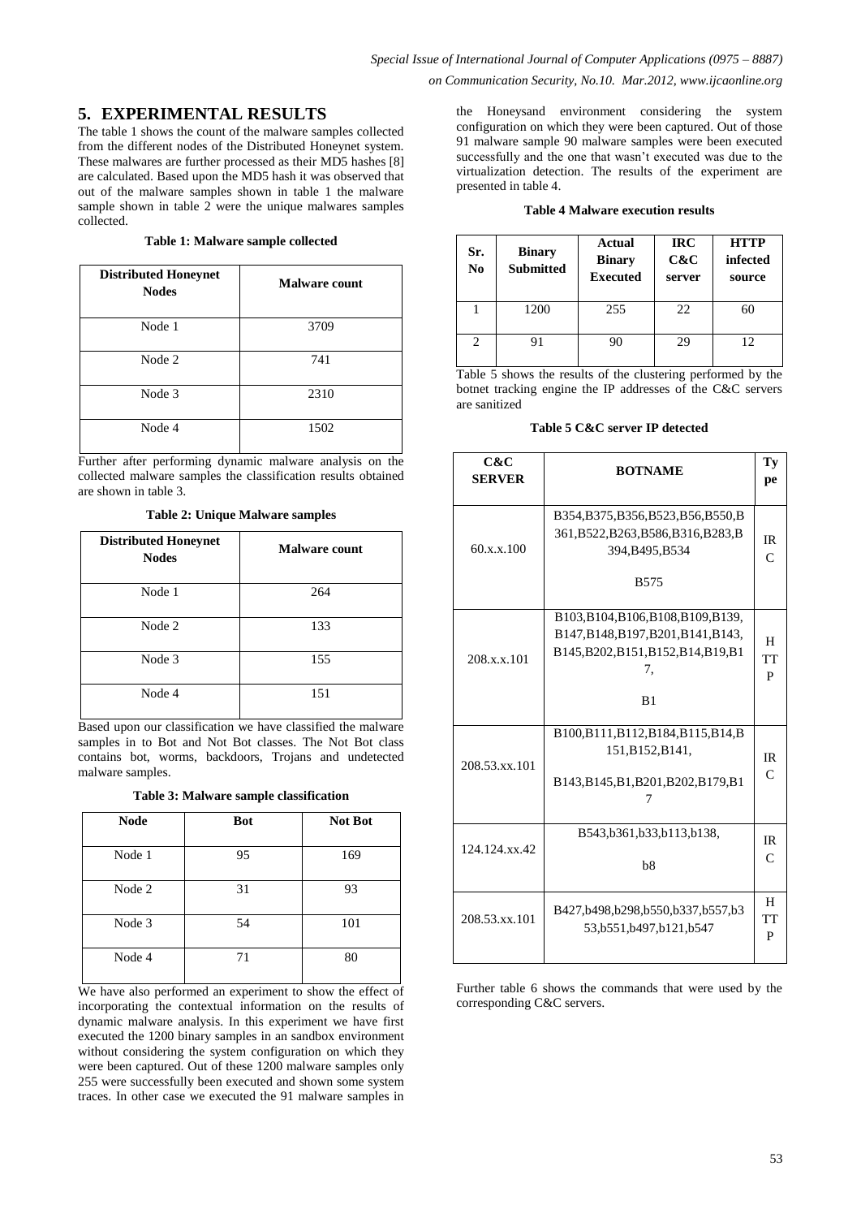## 5. EXPERIMENTAL RESULTS

The table 1 shows the count of the malware samples collected from the different nodes of the Distributed Honeynet system. These malwares are further processed as their MD5 hashes [8] are calculated. Based upon the MD5 hash it was observed that out of the malware samples shown in table 1 the malware sample shown in table 2 were the unique malwares samples collected.

**Table 1: Malware sample collected**

| Distributed Honeynet Nodes | Malware count |
|---|---|
| Node 1 | 3709 |
| Node 2 | 741 |
| Node 3 | 2310 |
| Node 4 | 1502 |

Further after performing dynamic malware analysis on the collected malware samples the classification results obtained are shown in table 3.

**Table 2: Unique Malware samples**

| Distributed Honeynet Nodes | Malware count |
|---|---|
| Node 1 | 264 |
| Node 2 | 133 |
| Node 3 | 155 |
| Node 4 | 151 |

Based upon our classification we have classified the malware samples in to Bot and Not Bot classes. The Not Bot class contains bot, worms, backdoors, Trojans and undetected malware samples.

**Table 3: Malware sample classification**

| Node | Bot | Not Bot |
|---|---|---|
| Node 1 | 95 | 169 |
| Node 2 | 31 | 93 |
| Node 3 | 54 | 101 |
| Node 4 | 71 | 80 |

We have also performed an experiment to show the effect of incorporating the contextual information on the results of dynamic malware analysis. In this experiment we have first executed the 1200 binary samples in an sandbox environment without considering the system configuration on which they were been captured. Out of these 1200 malware samples only 255 were successfully been executed and shown some system traces. In other case we executed the 91 malware samples in the Honeysand environment considering the system configuration on which they were been captured. Out of those 91 malware sample 90 malware samples were been executed successfully and the one that wasn't executed was due to the virtualization detection. The results of the experiment are presented in table 4.

**Table 4 Malware execution results**

| Sr. No | Binary Submitted | Actual Binary Executed | IRC C&C server | HTTP infected source |
|---|---|---|---|---|
| 1 | 1200 | 255 | 22 | 60 |
| 2 | 91 | 90 | 29 | 12 |

Table 5 shows the results of the clustering performed by the botnet tracking engine the IP addresses of the C&C servers are sanitized

**Table 5 C&C server IP detected**

| C&C SERVER | BOTNAME | Type |
|---|---|---|
| 60.x.x.100 | B354,B375,B356,B523,B56,B550,B361,B522,B263,B586,B316,B283,B394,B495,B534 B575 | IRC |
| 208.x.x.101 | B103,B104,B106,B108,B109,B139,B147,B148,B197,B201,B141,B143,B145,B202,B151,B152,B14,B19,B17, B1 | HTTP |
| 208.53.xx.101 | B100,B111,B112,B184,B115,B14,B151,B152,B141, B143,B145,B1,B201,B202,B179,B17 | IRC |
| 124.124.xx.42 | B543,b361,b33,b113,b138, b8 | IRC |
| 208.53.xx.101 | B427,b498,b298,b550,b337,b557,b353,b551,b497,b121,b547 | HTTP |

Further table 6 shows the commands that were used by the corresponding C&C servers.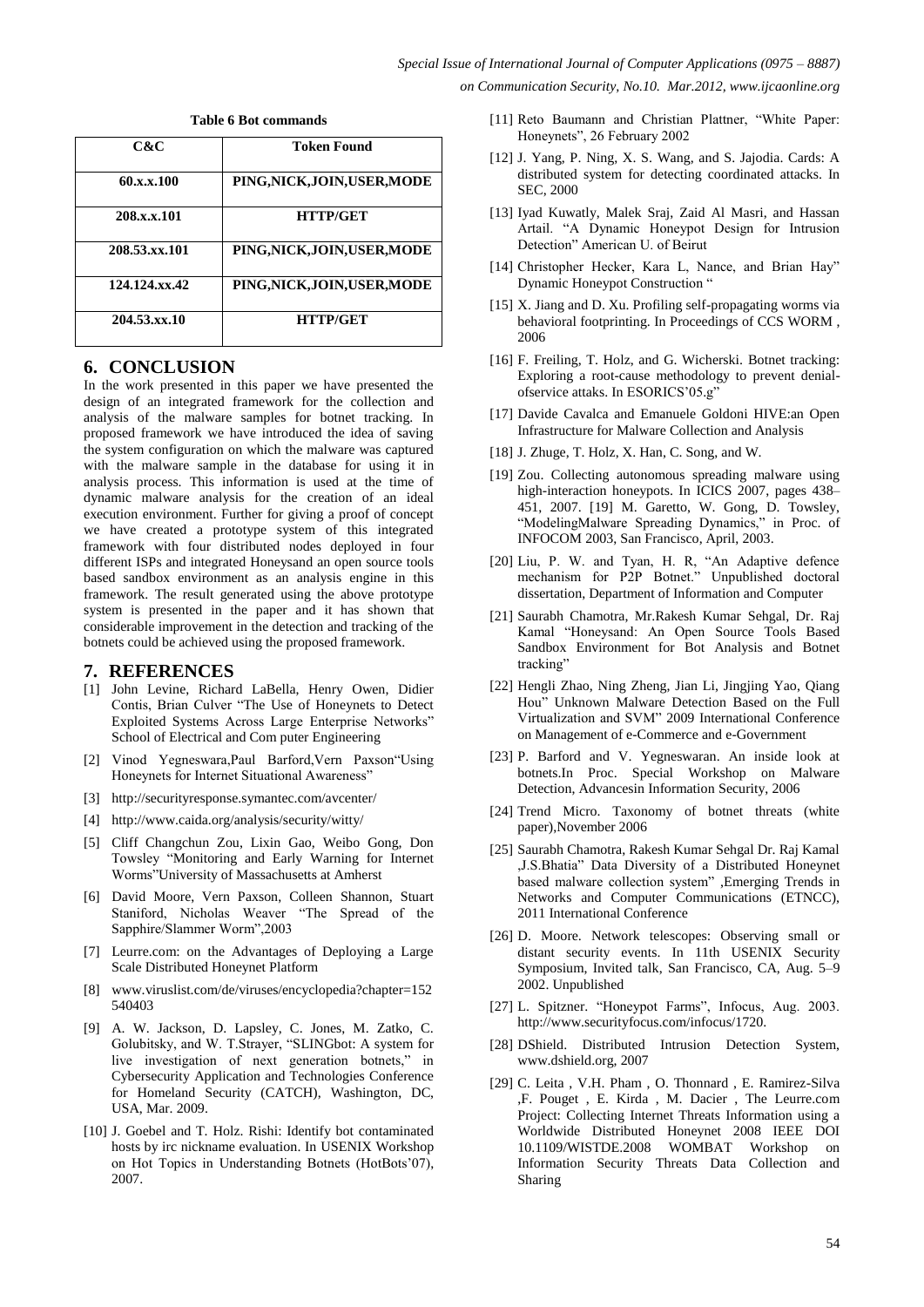**Table 6 Bot commands**

| C&C | Token Found |
|---|---|
| 60.x.x.100 | PING,NICK,JOIN,USER,MODE |
| 208.x.x.101 | HTTP/GET |
| 208.53.xx.101 | PING,NICK,JOIN,USER,MODE |
| 124.124.xx.42 | PING,NICK,JOIN,USER,MODE |
| 204.53.xx.10 | HTTP/GET |

## 6. CONCLUSION

In the work presented in this paper we have presented the design of an integrated framework for the collection and analysis of the malware samples for botnet tracking. In proposed framework we have introduced the idea of saving the system configuration on which the malware was captured with the malware sample in the database for using it in analysis process. This information is used at the time of dynamic malware analysis for the creation of an ideal execution environment. Further for giving a proof of concept we have created a prototype system of this integrated framework with four distributed nodes deployed in four different ISPs and integrated Honeysand an open source tools based sandbox environment as an analysis engine in this framework. The result generated using the above prototype system is presented in the paper and it has shown that considerable improvement in the detection and tracking of the botnets could be achieved using the proposed framework.

## 7. REFERENCES

[1] John Levine, Richard LaBella, Henry Owen, Didier Contis, Brian Culver "The Use of Honeynets to Detect Exploited Systems Across Large Enterprise Networks" School of Electrical and Com puter Engineering

[2] Vinod Yegneswara,Paul Barford,Vern Paxson"Using Honeynets for Internet Situational Awareness"

[3] http://securityresponse.symantec.com/avcenter/

[4] http://www.caida.org/analysis/security/witty/

[5] Cliff Changchun Zou, Lixin Gao, Weibo Gong, Don Towsley "Monitoring and Early Warning for Internet Worms"University of Massachusetts at Amherst

[6] David Moore, Vern Paxson, Colleen Shannon, Stuart Staniford, Nicholas Weaver "The Spread of the Sapphire/Slammer Worm",2003

[7] Leurre.com: on the Advantages of Deploying a Large Scale Distributed Honeynet Platform

[8] www.viruslist.com/de/viruses/encyclopedia?chapter=152540403

[9] A. W. Jackson, D. Lapsley, C. Jones, M. Zatko, C. Golubitsky, and W. T.Strayer, "SLINGbot: A system for live investigation of next generation botnets," in Cybersecurity Application and Technologies Conference for Homeland Security (CATCH), Washington, DC, USA, Mar. 2009.

[10] J. Goebel and T. Holz. Rishi: Identify bot contaminated hosts by irc nickname evaluation. In USENIX Workshop on Hot Topics in Understanding Botnets (HotBots'07), 2007.

[11] Reto Baumann and Christian Plattner, "White Paper: Honeynets", 26 February 2002

[12] J. Yang, P. Ning, X. S. Wang, and S. Jajodia. Cards: A distributed system for detecting coordinated attacks. In SEC, 2000

[13] Iyad Kuwatly, Malek Sraj, Zaid Al Masri, and Hassan Artail. "A Dynamic Honeypot Design for Intrusion Detection" American U. of Beirut

[14] Christopher Hecker, Kara L, Nance, and Brian Hay" Dynamic Honeypot Construction "

[15] X. Jiang and D. Xu. Profiling self-propagating worms via behavioral footprinting. In Proceedings of CCS WORM , 2006

[16] F. Freiling, T. Holz, and G. Wicherski. Botnet tracking: Exploring a root-cause methodology to prevent denial-ofservice attaks. In ESORICS'05.g"

[17] Davide Cavalca and Emanuele Goldoni HIVE:an Open Infrastructure for Malware Collection and Analysis

[18] J. Zhuge, T. Holz, X. Han, C. Song, and W.

[19] Zou. Collecting autonomous spreading malware using high-interaction honeypots. In ICICS 2007, pages 438–451, 2007. [19] M. Garetto, W. Gong, D. Towsley, "ModelingMalware Spreading Dynamics," in Proc. of INFOCOM 2003, San Francisco, April, 2003.

[20] Liu, P. W. and Tyan, H. R, "An Adaptive defence mechanism for P2P Botnet." Unpublished doctoral dissertation, Department of Information and Computer

[21] Saurabh Chamotra, Mr.Rakesh Kumar Sehgal, Dr. Raj Kamal "Honeysand: An Open Source Tools Based Sandbox Environment for Bot Analysis and Botnet tracking"

[22] Hengli Zhao, Ning Zheng, Jian Li, Jingjing Yao, Qiang Hou" Unknown Malware Detection Based on the Full Virtualization and SVM" 2009 International Conference on Management of e-Commerce and e-Government

[23] P. Barford and V. Yegneswaran. An inside look at botnets.In Proc. Special Workshop on Malware Detection, Advancesin Information Security, 2006

[24] Trend Micro. Taxonomy of botnet threats (white paper),November 2006

[25] Saurabh Chamotra, Rakesh Kumar Sehgal Dr. Raj Kamal ,J.S.Bhatia" Data Diversity of a Distributed Honeynet based malware collection system" ,Emerging Trends in Networks and Computer Communications (ETNCC), 2011 International Conference

[26] D. Moore. Network telescopes: Observing small or distant security events. In 11th USENIX Security Symposium, Invited talk, San Francisco, CA, Aug. 5–9 2002. Unpublished

[27] L. Spitzner. "Honeypot Farms", Infocus, Aug. 2003. http://www.securityfocus.com/infocus/1720.

[28] DShield. Distributed Intrusion Detection System, www.dshield.org, 2007

[29] C. Leita , V.H. Pham , O. Thonnard , E. Ramirez-Silva ,F. Pouget , E. Kirda , M. Dacier , The Leurre.com Project: Collecting Internet Threats Information using a Worldwide Distributed Honeynet 2008 IEEE DOI 10.1109/WISTDE.2008 WOMBAT Workshop on Information Security Threats Data Collection and Sharing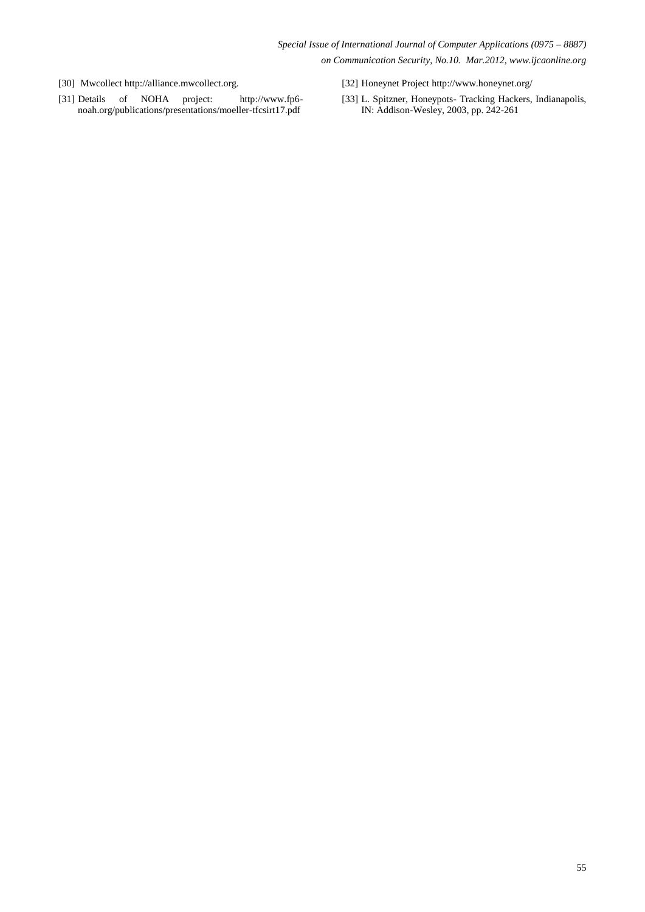[30] Mwcollect http://alliance.mwcollect.org.

[31] Details of NOHA project: http://www.fp6-noah.org/publications/presentations/moeller-tfcsirt17.pdf

[32] Honeynet Project http://www.honeynet.org/

[33] L. Spitzner, Honeypots- Tracking Hackers, Indianapolis, IN: Addison-Wesley, 2003, pp. 242-261